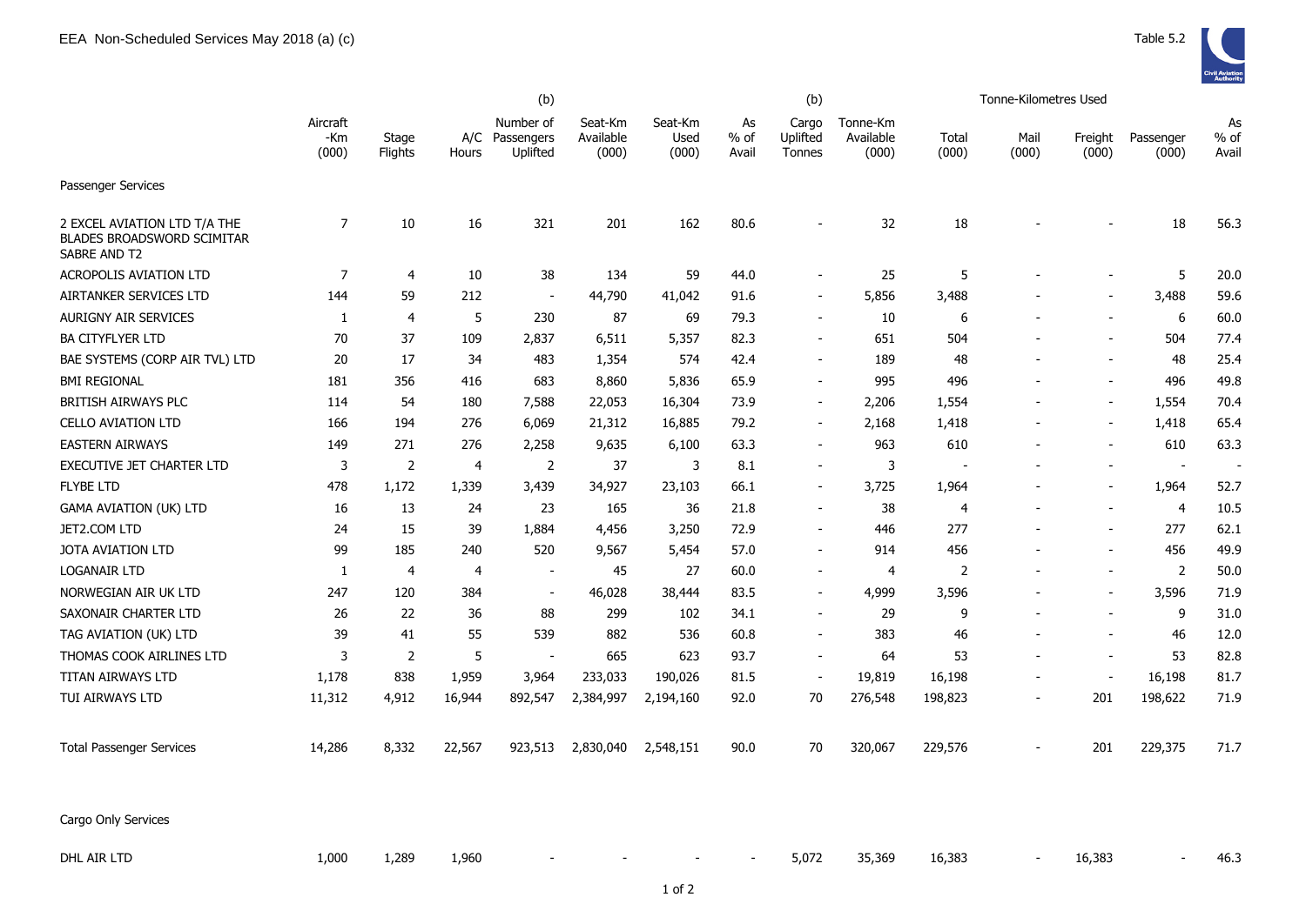EEA Non-Scheduled Services May 2018 (a) (c)

Table 5.2

| | Aircraft -Km (000) | Stage Flights | A/C Hours | (b) Number of Passengers Uplifted | Seat-Km Available (000) | Seat-Km Used (000) | As % of Avail | (b) Cargo Uplifted Tonnes | Tonne-Km Available (000) | Tonne-Kilometres Used Total (000) | Mail (000) | Freight (000) | Passenger (000) | As % of Avail |
|---|---|---|---|---|---|---|---|---|---|---|---|---|---|---|
| Passenger Services | | | | | | | | | | | | | | |
| 2 EXCEL AVIATION LTD T/A THE BLADES BROADSWORD SCIMITAR SABRE AND T2 | 7 | 10 | 16 | 321 | 201 | 162 | 80.6 | - | 32 | 18 | - | - | 18 | 56.3 |
| ACROPOLIS AVIATION LTD | 7 | 4 | 10 | 38 | 134 | 59 | 44.0 | - | 25 | 5 | - | - | 5 | 20.0 |
| AIRTANKER SERVICES LTD | 144 | 59 | 212 | - | 44,790 | 41,042 | 91.6 | - | 5,856 | 3,488 | - | - | 3,488 | 59.6 |
| AURIGNY AIR SERVICES | 1 | 4 | 5 | 230 | 87 | 69 | 79.3 | - | 10 | 6 | - | - | 6 | 60.0 |
| BA CITYFLYER LTD | 70 | 37 | 109 | 2,837 | 6,511 | 5,357 | 82.3 | - | 651 | 504 | - | - | 504 | 77.4 |
| BAE SYSTEMS (CORP AIR TVL) LTD | 20 | 17 | 34 | 483 | 1,354 | 574 | 42.4 | - | 189 | 48 | - | - | 48 | 25.4 |
| BMI REGIONAL | 181 | 356 | 416 | 683 | 8,860 | 5,836 | 65.9 | - | 995 | 496 | - | - | 496 | 49.8 |
| BRITISH AIRWAYS PLC | 114 | 54 | 180 | 7,588 | 22,053 | 16,304 | 73.9 | - | 2,206 | 1,554 | - | - | 1,554 | 70.4 |
| CELLO AVIATION LTD | 166 | 194 | 276 | 6,069 | 21,312 | 16,885 | 79.2 | - | 2,168 | 1,418 | - | - | 1,418 | 65.4 |
| EASTERN AIRWAYS | 149 | 271 | 276 | 2,258 | 9,635 | 6,100 | 63.3 | - | 963 | 610 | - | - | 610 | 63.3 |
| EXECUTIVE JET CHARTER LTD | 3 | 2 | 4 | 2 | 37 | 3 | 8.1 | - | 3 | - | - | - | - | - |
| FLYBE LTD | 478 | 1,172 | 1,339 | 3,439 | 34,927 | 23,103 | 66.1 | - | 3,725 | 1,964 | - | - | 1,964 | 52.7 |
| GAMA AVIATION (UK) LTD | 16 | 13 | 24 | 23 | 165 | 36 | 21.8 | - | 38 | 4 | - | - | 4 | 10.5 |
| JET2.COM LTD | 24 | 15 | 39 | 1,884 | 4,456 | 3,250 | 72.9 | - | 446 | 277 | - | - | 277 | 62.1 |
| JOTA AVIATION LTD | 99 | 185 | 240 | 520 | 9,567 | 5,454 | 57.0 | - | 914 | 456 | - | - | 456 | 49.9 |
| LOGANAIR LTD | 1 | 4 | 4 | - | 45 | 27 | 60.0 | - | 4 | 2 | - | - | 2 | 50.0 |
| NORWEGIAN AIR UK LTD | 247 | 120 | 384 | - | 46,028 | 38,444 | 83.5 | - | 4,999 | 3,596 | - | - | 3,596 | 71.9 |
| SAXONAIR CHARTER LTD | 26 | 22 | 36 | 88 | 299 | 102 | 34.1 | - | 29 | 9 | - | - | 9 | 31.0 |
| TAG AVIATION (UK) LTD | 39 | 41 | 55 | 539 | 882 | 536 | 60.8 | - | 383 | 46 | - | - | 46 | 12.0 |
| THOMAS COOK AIRLINES LTD | 3 | 2 | 5 | - | 665 | 623 | 93.7 | - | 64 | 53 | - | - | 53 | 82.8 |
| TITAN AIRWAYS LTD | 1,178 | 838 | 1,959 | 3,964 | 233,033 | 190,026 | 81.5 | - | 19,819 | 16,198 | - | - | 16,198 | 81.7 |
| TUI AIRWAYS LTD | 11,312 | 4,912 | 16,944 | 892,547 | 2,384,997 | 2,194,160 | 92.0 | 70 | 276,548 | 198,823 | - | 201 | 198,622 | 71.9 |
| Total Passenger Services | 14,286 | 8,332 | 22,567 | 923,513 | 2,830,040 | 2,548,151 | 90.0 | 70 | 320,067 | 229,576 | - | 201 | 229,375 | 71.7 |
| Cargo Only Services | | | | | | | | | | | | | | |
| DHL AIR LTD | 1,000 | 1,289 | 1,960 | - | - | - | - | 5,072 | 35,369 | 16,383 | - | 16,383 | - | 46.3 |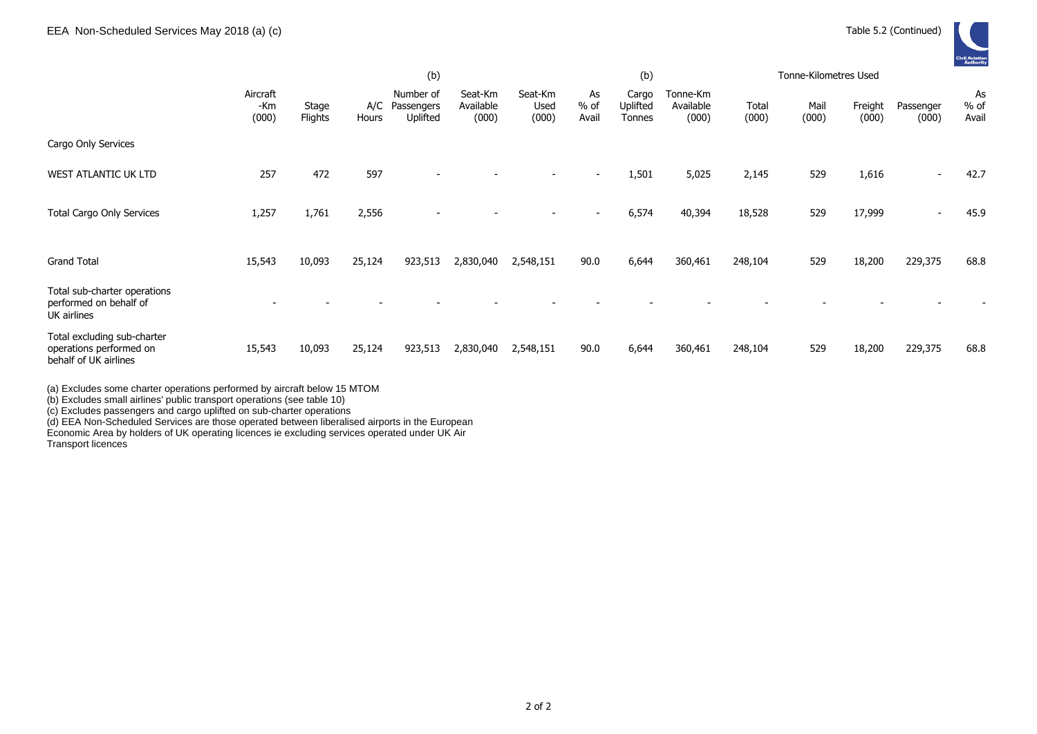EEA Non-Scheduled Services May 2018 (a) (c)

Table 5.2 (Continued)

| | Aircraft -Km (000) | Stage Flights | A/C Hours | (b) Number of Passengers Uplifted | Seat-Km Available (000) | Seat-Km Used (000) | As % of Avail | (b) Cargo Uplifted Tonnes | Tonne-Km Available (000) | Tonne-Kilometres Used Total (000) | Mail (000) | Freight (000) | Passenger (000) | As % of Avail |
|---|---|---|---|---|---|---|---|---|---|---|---|---|---|---|
| Cargo Only Services | | | | | | | | | | | | | | |
| WEST ATLANTIC UK LTD | 257 | 472 | 597 | - | - | - | - | 1,501 | 5,025 | 2,145 | 529 | 1,616 | - | 42.7 |
| Total Cargo Only Services | 1,257 | 1,761 | 2,556 | - | - | - | - | 6,574 | 40,394 | 18,528 | 529 | 17,999 | - | 45.9 |
| Grand Total | 15,543 | 10,093 | 25,124 | 923,513 | 2,830,040 | 2,548,151 | 90.0 | 6,644 | 360,461 | 248,104 | 529 | 18,200 | 229,375 | 68.8 |
| Total sub-charter operations performed on behalf of UK airlines | - | - | - | - | - | - | - | - | - | - | - | - | - | - |
| Total excluding sub-charter operations performed on behalf of UK airlines | 15,543 | 10,093 | 25,124 | 923,513 | 2,830,040 | 2,548,151 | 90.0 | 6,644 | 360,461 | 248,104 | 529 | 18,200 | 229,375 | 68.8 |

(a) Excludes some charter operations performed by aircraft below 15 MTOM
(b) Excludes small airlines' public transport operations (see table 10)
(c) Excludes passengers and cargo uplifted on sub-charter operations
(d) EEA Non-Scheduled Services are those operated between liberalised airports in the European Economic Area by holders of UK operating licences ie excluding services operated under UK Air Transport licences